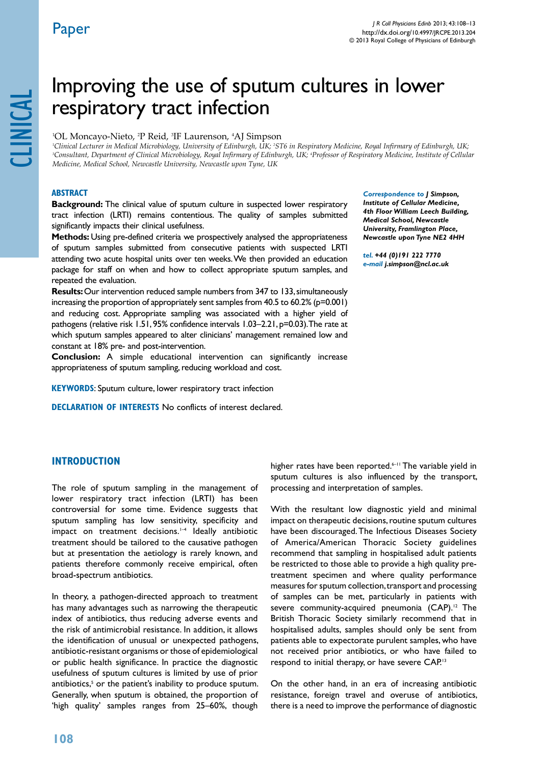# Improving the use of sputum cultures in lower respiratory tract infection

[1]OL Moncayo-Nieto, [2]P Reid, [3]IF Laurenson, [4]AJ Simpson

*[1]Clinical Lecturer in Medical Microbiology, University of Edinburgh, UK; [2]ST6 in Respiratory Medicine, Royal Infirmary of Edinburgh, UK; [3]Consultant, Department of Clinical Microbiology, Royal Infirmary of Edinburgh, UK; [4]Professor of Respiratory Medicine, Institute of Cellular Medicine, Medical School, Newcastle University, Newcastle upon Tyne, UK*

## ABSTRACT

**Background:** The clinical value of sputum culture in suspected lower respiratory tract infection (LRTI) remains contentious. The quality of samples submitted significantly impacts their clinical usefulness.

**Methods:** Using pre-defined criteria we prospectively analysed the appropriateness of sputum samples submitted from consecutive patients with suspected LRTI attending two acute hospital units over ten weeks. We then provided an education package for staff on when and how to collect appropriate sputum samples, and repeated the evaluation.

**Results:** Our intervention reduced sample numbers from 347 to 133, simultaneously increasing the proportion of appropriately sent samples from 40.5 to 60.2% ($p=0.001$) and reducing cost. Appropriate sampling was associated with a higher yield of pathogens (relative risk 1.51, 95% confidence intervals 1.03–2.21, $p=0.03$). The rate at which sputum samples appeared to alter clinicians' management remained low and constant at 18% pre- and post-intervention.

**Conclusion:** A simple educational intervention can significantly increase appropriateness of sputum sampling, reducing workload and cost.

***Correspondence to** J Simpson, Institute of Cellular Medicine, 4th Floor William Leech Building, Medical School, Newcastle University, Framlington Place, Newcastle upon Tyne NE2 4HH*

***tel.** +44 (0)191 222 7770*
***e-mail** j.simpson@ncl.ac.uk*

**KEYWORDS**: Sputum culture, lower respiratory tract infection

**DECLARATION OF INTERESTS** No conflicts of interest declared.

## INTRODUCTION

The role of sputum sampling in the management of lower respiratory tract infection (LRTI) has been controversial for some time. Evidence suggests that sputum sampling has low sensitivity, specificity and impact on treatment decisions.[1–4] Ideally antibiotic treatment should be tailored to the causative pathogen but at presentation the aetiology is rarely known, and patients therefore commonly receive empirical, often broad-spectrum antibiotics.

In theory, a pathogen-directed approach to treatment has many advantages such as narrowing the therapeutic index of antibiotics, thus reducing adverse events and the risk of antimicrobial resistance. In addition, it allows the identification of unusual or unexpected pathogens, antibiotic-resistant organisms or those of epidemiological or public health significance. In practice the diagnostic usefulness of sputum cultures is limited by use of prior antibiotics,[5] or the patient's inability to produce sputum. Generally, when sputum is obtained, the proportion of 'high quality' samples ranges from 25–60%, though higher rates have been reported.[6–11] The variable yield in sputum cultures is also influenced by the transport, processing and interpretation of samples.

With the resultant low diagnostic yield and minimal impact on therapeutic decisions, routine sputum cultures have been discouraged. The Infectious Diseases Society of America/American Thoracic Society guidelines recommend that sampling in hospitalised adult patients be restricted to those able to provide a high quality pre-treatment specimen and where quality performance measures for sputum collection, transport and processing of samples can be met, particularly in patients with severe community-acquired pneumonia (CAP).[12] The British Thoracic Society similarly recommend that in hospitalised adults, samples should only be sent from patients able to expectorate purulent samples, who have not received prior antibiotics, or who have failed to respond to initial therapy, or have severe CAP.[13]

On the other hand, in an era of increasing antibiotic resistance, foreign travel and overuse of antibiotics, there is a need to improve the performance of diagnostic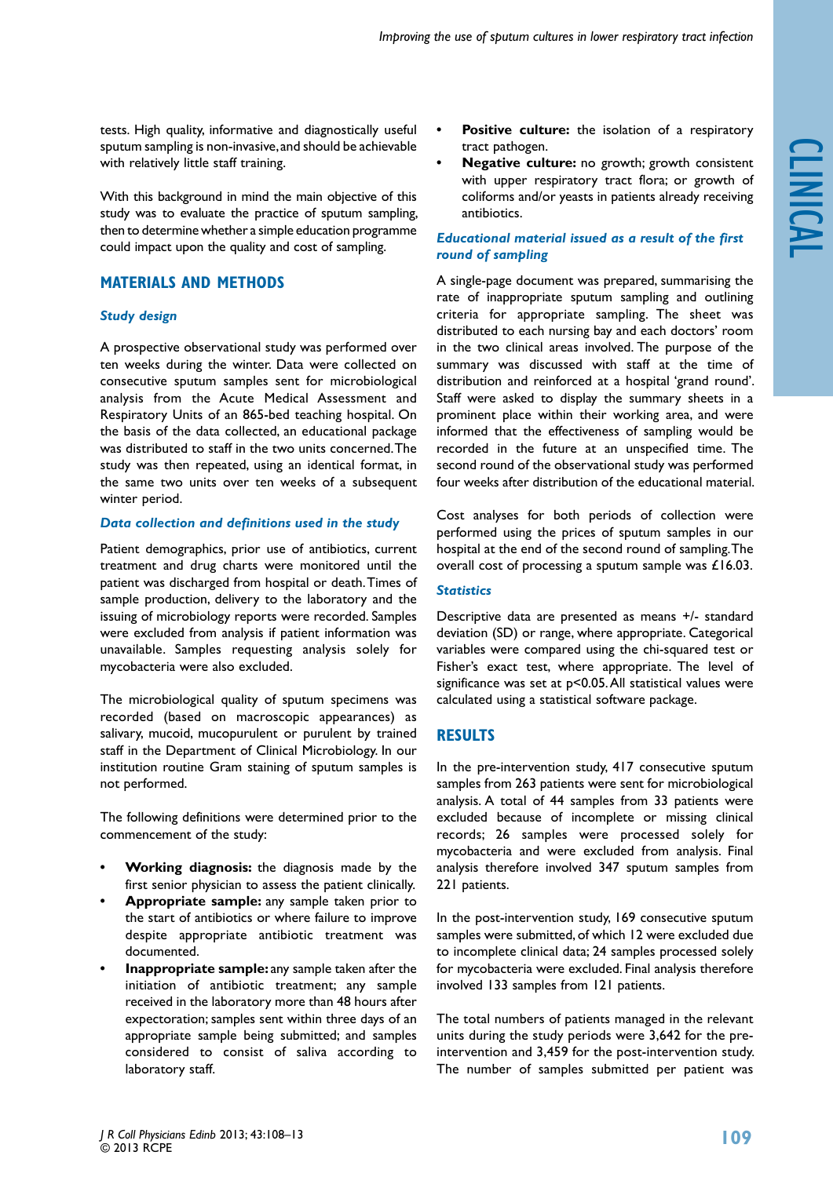tests. High quality, informative and diagnostically useful sputum sampling is non-invasive, and should be achievable with relatively little staff training.

With this background in mind the main objective of this study was to evaluate the practice of sputum sampling, then to determine whether a simple education programme could impact upon the quality and cost of sampling.

## MATERIALS AND METHODS

### Study design

A prospective observational study was performed over ten weeks during the winter. Data were collected on consecutive sputum samples sent for microbiological analysis from the Acute Medical Assessment and Respiratory Units of an 865-bed teaching hospital. On the basis of the data collected, an educational package was distributed to staff in the two units concerned. The study was then repeated, using an identical format, in the same two units over ten weeks of a subsequent winter period.

### Data collection and definitions used in the study

Patient demographics, prior use of antibiotics, current treatment and drug charts were monitored until the patient was discharged from hospital or death. Times of sample production, delivery to the laboratory and the issuing of microbiology reports were recorded. Samples were excluded from analysis if patient information was unavailable. Samples requesting analysis solely for mycobacteria were also excluded.

The microbiological quality of sputum specimens was recorded (based on macroscopic appearances) as salivary, mucoid, mucopurulent or purulent by trained staff in the Department of Clinical Microbiology. In our institution routine Gram staining of sputum samples is not performed.

The following definitions were determined prior to the commencement of the study:

- **Working diagnosis:** the diagnosis made by the first senior physician to assess the patient clinically.
- **Appropriate sample:** any sample taken prior to the start of antibiotics or where failure to improve despite appropriate antibiotic treatment was documented.
- **Inappropriate sample:** any sample taken after the initiation of antibiotic treatment; any sample received in the laboratory more than 48 hours after expectoration; samples sent within three days of an appropriate sample being submitted; and samples considered to consist of saliva according to laboratory staff.
- **Positive culture:** the isolation of a respiratory tract pathogen.
- **Negative culture:** no growth; growth consistent with upper respiratory tract flora; or growth of coliforms and/or yeasts in patients already receiving antibiotics.

### Educational material issued as a result of the first round of sampling

A single-page document was prepared, summarising the rate of inappropriate sputum sampling and outlining criteria for appropriate sampling. The sheet was distributed to each nursing bay and each doctors' room in the two clinical areas involved. The purpose of the summary was discussed with staff at the time of distribution and reinforced at a hospital 'grand round'. Staff were asked to display the summary sheets in a prominent place within their working area, and were informed that the effectiveness of sampling would be recorded in the future at an unspecified time. The second round of the observational study was performed four weeks after distribution of the educational material.

Cost analyses for both periods of collection were performed using the prices of sputum samples in our hospital at the end of the second round of sampling. The overall cost of processing a sputum sample was £16.03.

### Statistics

Descriptive data are presented as means +/- standard deviation (SD) or range, where appropriate. Categorical variables were compared using the chi-squared test or Fisher's exact test, where appropriate. The level of significance was set at $p<0.05$. All statistical values were calculated using a statistical software package.

## RESULTS

In the pre-intervention study, 417 consecutive sputum samples from 263 patients were sent for microbiological analysis. A total of 44 samples from 33 patients were excluded because of incomplete or missing clinical records; 26 samples were processed solely for mycobacteria and were excluded from analysis. Final analysis therefore involved 347 sputum samples from 221 patients.

In the post-intervention study, 169 consecutive sputum samples were submitted, of which 12 were excluded due to incomplete clinical data; 24 samples processed solely for mycobacteria were excluded. Final analysis therefore involved 133 samples from 121 patients.

The total numbers of patients managed in the relevant units during the study periods were 3,642 for the pre-intervention and 3,459 for the post-intervention study. The number of samples submitted per patient was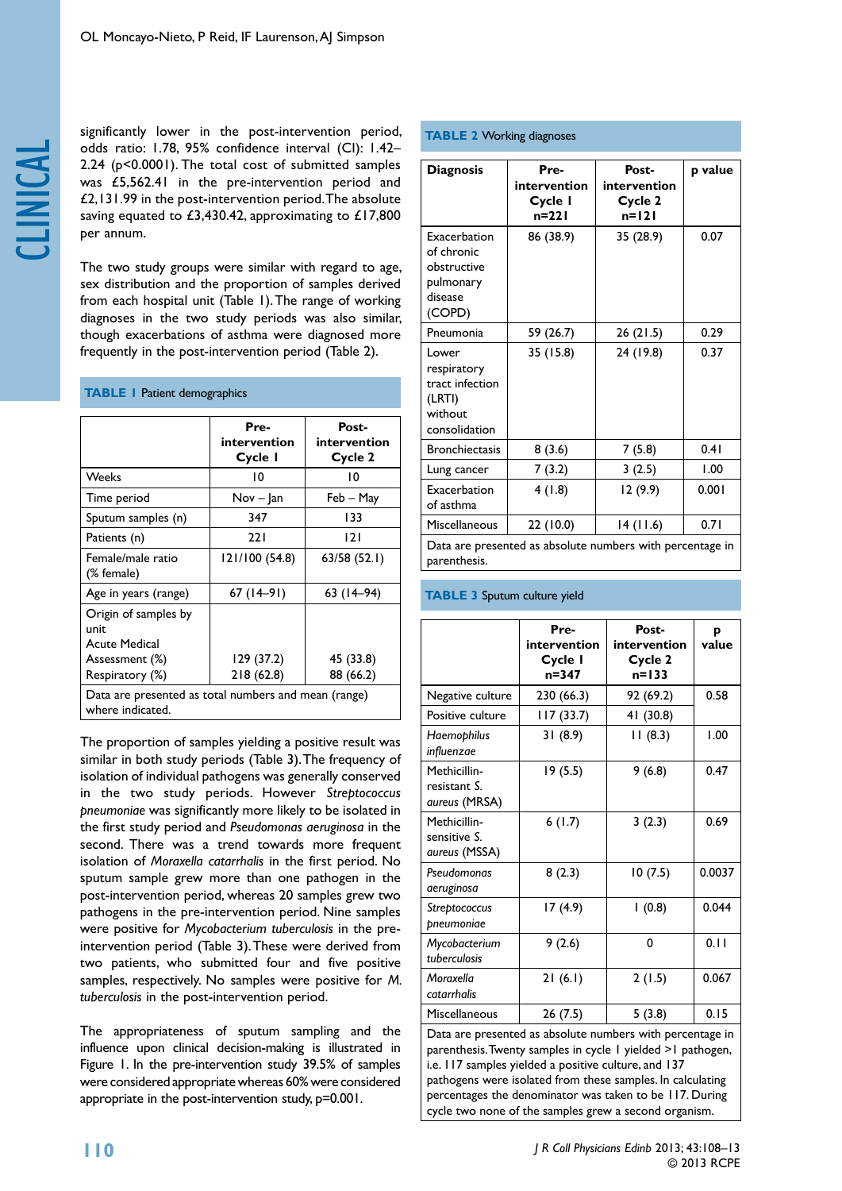significantly lower in the post-intervention period, odds ratio: 1.78, 95% confidence interval (CI): 1.42–2.24 ($p<0.0001$). The total cost of submitted samples was £5,562.41 in the pre-intervention period and £2,131.99 in the post-intervention period. The absolute saving equated to £3,430.42, approximating to £17,800 per annum.

The two study groups were similar with regard to age, sex distribution and the proportion of samples derived from each hospital unit (Table 1). The range of working diagnoses in the two study periods was also similar, though exacerbations of asthma were diagnosed more frequently in the post-intervention period (Table 2).

**TABLE 1** Patient demographics

| | Pre-intervention Cycle 1 | Post-intervention Cycle 2 |
|---|---|---|
| Weeks | 10 | 10 |
| Time period | Nov – Jan | Feb – May |
| Sputum samples (n) | 347 | 133 |
| Patients (n) | 221 | 121 |
| Female/male ratio (% female) | 121/100 (54.8) | 63/58 (52.1) |
| Age in years (range) | 67 (14–91) | 63 (14–94) |
| Origin of samples by unit | | |
| Acute Medical Assessment (%) | 129 (37.2) | 45 (33.8) |
| Respiratory (%) | 218 (62.8) | 88 (66.2) |

Data are presented as total numbers and mean (range) where indicated.

The proportion of samples yielding a positive result was similar in both study periods (Table 3). The frequency of isolation of individual pathogens was generally conserved in the two study periods. However *Streptococcus pneumoniae* was significantly more likely to be isolated in the first study period and *Pseudomonas aeruginosa* in the second. There was a trend towards more frequent isolation of *Moraxella catarrhalis* in the first period. No sputum sample grew more than one pathogen in the post-intervention period, whereas 20 samples grew two pathogens in the pre-intervention period. Nine samples were positive for *Mycobacterium tuberculosis* in the pre-intervention period (Table 3). These were derived from two patients, who submitted four and five positive samples, respectively. No samples were positive for *M. tuberculosis* in the post-intervention period.

The appropriateness of sputum sampling and the influence upon clinical decision-making is illustrated in Figure 1. In the pre-intervention study 39.5% of samples were considered appropriate whereas 60% were considered appropriate in the post-intervention study, $p=0.001$.

**TABLE 2** Working diagnoses

| Diagnosis | Pre-intervention Cycle 1 n=221 | Post-intervention Cycle 2 n=121 | p value |
|---|---|---|---|
| Exacerbation of chronic obstructive pulmonary disease (COPD) | 86 (38.9) | 35 (28.9) | 0.07 |
| Pneumonia | 59 (26.7) | 26 (21.5) | 0.29 |
| Lower respiratory tract infection (LRTI) without consolidation | 35 (15.8) | 24 (19.8) | 0.37 |
| Bronchiectasis | 8 (3.6) | 7 (5.8) | 0.41 |
| Lung cancer | 7 (3.2) | 3 (2.5) | 1.00 |
| Exacerbation of asthma | 4 (1.8) | 12 (9.9) | 0.001 |
| Miscellaneous | 22 (10.0) | 14 (11.6) | 0.71 |

Data are presented as absolute numbers with percentage in parenthesis.

**TABLE 3** Sputum culture yield

| | Pre-intervention Cycle 1 n=347 | Post-intervention Cycle 2 n=133 | p value |
|---|---|---|---|
| Negative culture | 230 (66.3) | 92 (69.2) | 0.58 |
| Positive culture | 117 (33.7) | 41 (30.8) | |
| *Haemophilus influenzae* | 31 (8.9) | 11 (8.3) | 1.00 |
| Methicillin-resistant *S. aureus* (MRSA) | 19 (5.5) | 9 (6.8) | 0.47 |
| Methicillin-sensitive *S. aureus* (MSSA) | 6 (1.7) | 3 (2.3) | 0.69 |
| *Pseudomonas aeruginosa* | 8 (2.3) | 10 (7.5) | 0.0037 |
| *Streptococcus pneumoniae* | 17 (4.9) | 1 (0.8) | 0.044 |
| *Mycobacterium tuberculosis* | 9 (2.6) | 0 | 0.11 |
| *Moraxella catarrhalis* | 21 (6.1) | 2 (1.5) | 0.067 |
| Miscellaneous | 26 (7.5) | 5 (3.8) | 0.15 |

Data are presented as absolute numbers with percentage in parenthesis. Twenty samples in cycle 1 yielded >1 pathogen, i.e. 117 samples yielded a positive culture, and 137 pathogens were isolated from these samples. In calculating percentages the denominator was taken to be 117. During cycle two none of the samples grew a second organism.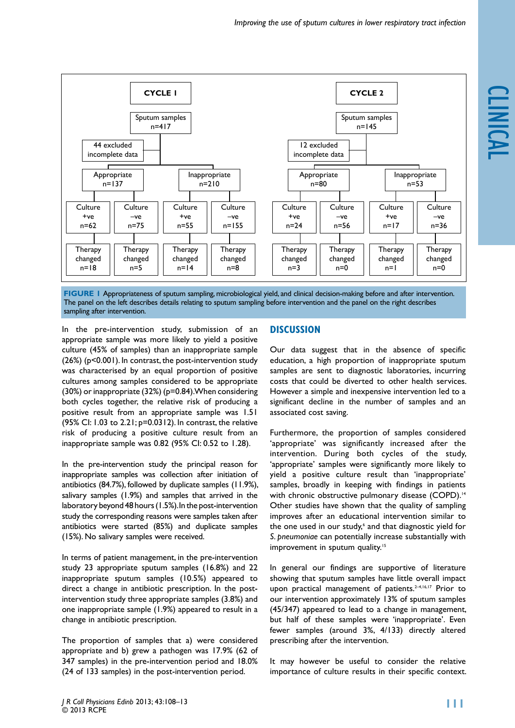| CYCLE 1 | | | | CYCLE 2 | | | |
|---|---|---|---|---|---|---|---|
| Sputum samples n=417 | | | | Sputum samples n=145 | | | |
| 44 excluded incomplete data | | | | 12 excluded incomplete data | | | |
| Appropriate n=137 | | Inappropriate n=210 | | Appropriate n=80 | | Inappropriate n=53 | |
| Culture +ve n=62 | Culture –ve n=75 | Culture +ve n=55 | Culture –ve n=155 | Culture +ve n=24 | Culture –ve n=56 | Culture +ve n=17 | Culture –ve n=36 |
| Therapy changed n=18 | Therapy changed n=5 | Therapy changed n=14 | Therapy changed n=8 | Therapy changed n=3 | Therapy changed n=0 | Therapy changed n=1 | Therapy changed n=0 |

**FIGURE 1** Appropriateness of sputum sampling, microbiological yield, and clinical decision-making before and after intervention. The panel on the left describes details relating to sputum sampling before intervention and the panel on the right describes sampling after intervention.

In the pre-intervention study, submission of an appropriate sample was more likely to yield a positive culture (45% of samples) than an inappropriate sample (26%) ($p<0.001$). In contrast, the post-intervention study was characterised by an equal proportion of positive cultures among samples considered to be appropriate (30%) or inappropriate (32%) ($p=0.84$). When considering both cycles together, the relative risk of producing a positive result from an appropriate sample was 1.51 (95% CI: 1.03 to 2.21; $p=0.0312$). In contrast, the relative risk of producing a positive culture result from an inappropriate sample was 0.82 (95% CI: 0.52 to 1.28).

In the pre-intervention study the principal reason for inappropriate samples was collection after initiation of antibiotics (84.7%), followed by duplicate samples (11.9%), salivary samples (1.9%) and samples that arrived in the laboratory beyond 48 hours (1.5%). In the post-intervention study the corresponding reasons were samples taken after antibiotics were started (85%) and duplicate samples (15%). No salivary samples were received.

In terms of patient management, in the pre-intervention study 23 appropriate sputum samples (16.8%) and 22 inappropriate sputum samples (10.5%) appeared to direct a change in antibiotic prescription. In the post-intervention study three appropriate samples (3.8%) and one inappropriate sample (1.9%) appeared to result in a change in antibiotic prescription.

The proportion of samples that a) were considered appropriate and b) grew a pathogen was 17.9% (62 of 347 samples) in the pre-intervention period and 18.0% (24 of 133 samples) in the post-intervention period.

## Discussion

Our data suggest that in the absence of specific education, a high proportion of inappropriate sputum samples are sent to diagnostic laboratories, incurring costs that could be diverted to other health services. However a simple and inexpensive intervention led to a significant decline in the number of samples and an associated cost saving.

Furthermore, the proportion of samples considered 'appropriate' was significantly increased after the intervention. During both cycles of the study, 'appropriate' samples were significantly more likely to yield a positive culture result than 'inappropriate' samples, broadly in keeping with findings in patients with chronic obstructive pulmonary disease (COPD).[14] Other studies have shown that the quality of sampling improves after an educational intervention similar to the one used in our study,[6] and that diagnostic yield for *S. pneumoniae* can potentially increase substantially with improvement in sputum quality.[15]

In general our findings are supportive of literature showing that sputum samples have little overall impact upon practical management of patients.[2–4,16,17] Prior to our intervention approximately 13% of sputum samples (45/347) appeared to lead to a change in management, but half of these samples were 'inappropriate'. Even fewer samples (around 3%, 4/133) directly altered prescribing after the intervention.

It may however be useful to consider the relative importance of culture results in their specific context.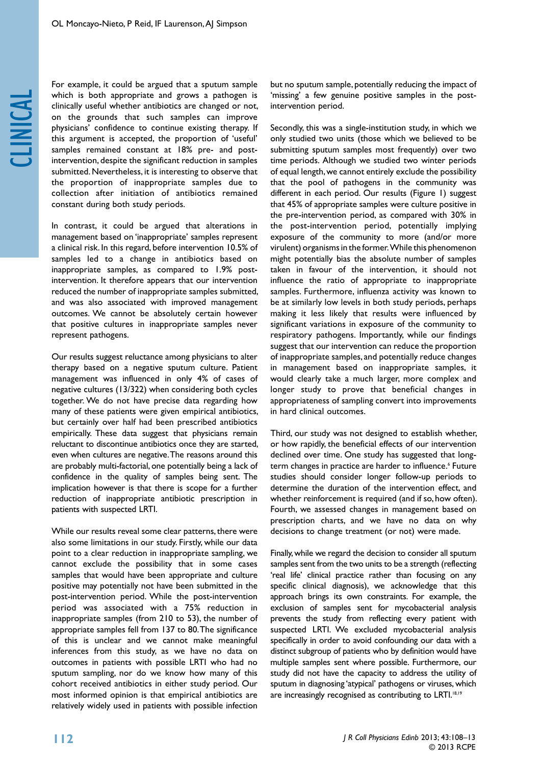For example, it could be argued that a sputum sample which is both appropriate and grows a pathogen is clinically useful whether antibiotics are changed or not, on the grounds that such samples can improve physicians' confidence to continue existing therapy. If this argument is accepted, the proportion of 'useful' samples remained constant at 18% pre- and post-intervention, despite the significant reduction in samples submitted. Nevertheless, it is interesting to observe that the proportion of inappropriate samples due to collection after initiation of antibiotics remained constant during both study periods.

In contrast, it could be argued that alterations in management based on 'inappropriate' samples represent a clinical risk. In this regard, before intervention 10.5% of samples led to a change in antibiotics based on inappropriate samples, as compared to 1.9% post-intervention. It therefore appears that our intervention reduced the number of inappropriate samples submitted, and was also associated with improved management outcomes. We cannot be absolutely certain however that positive cultures in inappropriate samples never represent pathogens.

Our results suggest reluctance among physicians to alter therapy based on a negative sputum culture. Patient management was influenced in only 4% of cases of negative cultures (13/322) when considering both cycles together. We do not have precise data regarding how many of these patients were given empirical antibiotics, but certainly over half had been prescribed antibiotics empirically. These data suggest that physicians remain reluctant to discontinue antibiotics once they are started, even when cultures are negative. The reasons around this are probably multi-factorial, one potentially being a lack of confidence in the quality of samples being sent. The implication however is that there is scope for a further reduction of inappropriate antibiotic prescription in patients with suspected LRTI.

While our results reveal some clear patterns, there were also some limitations in our study. Firstly, while our data point to a clear reduction in inappropriate sampling, we cannot exclude the possibility that in some cases samples that would have been appropriate and culture positive may potentially not have been submitted in the post-intervention period. While the post-intervention period was associated with a 75% reduction in inappropriate samples (from 210 to 53), the number of appropriate samples fell from 137 to 80. The significance of this is unclear and we cannot make meaningful inferences from this study, as we have no data on outcomes in patients with possible LRTI who had no sputum sampling, nor do we know how many of this cohort received antibiotics in either study period. Our most informed opinion is that empirical antibiotics are relatively widely used in patients with possible infection but no sputum sample, potentially reducing the impact of 'missing' a few genuine positive samples in the post-intervention period.

Secondly, this was a single-institution study, in which we only studied two units (those which we believed to be submitting sputum samples most frequently) over two time periods. Although we studied two winter periods of equal length, we cannot entirely exclude the possibility that the pool of pathogens in the community was different in each period. Our results (Figure 1) suggest that 45% of appropriate samples were culture positive in the pre-intervention period, as compared with 30% in the post-intervention period, potentially implying exposure of the community to more (and/or more virulent) organisms in the former. While this phenomenon might potentially bias the absolute number of samples taken in favour of the intervention, it should not influence the ratio of appropriate to inappropriate samples. Furthermore, influenza activity was known to be at similarly low levels in both study periods, perhaps making it less likely that results were influenced by significant variations in exposure of the community to respiratory pathogens. Importantly, while our findings suggest that our intervention can reduce the proportion of inappropriate samples, and potentially reduce changes in management based on inappropriate samples, it would clearly take a much larger, more complex and longer study to prove that beneficial changes in appropriateness of sampling convert into improvements in hard clinical outcomes.

Third, our study was not designed to establish whether, or how rapidly, the beneficial effects of our intervention declined over time. One study has suggested that long-term changes in practice are harder to influence.[6] Future studies should consider longer follow-up periods to determine the duration of the intervention effect, and whether reinforcement is required (and if so, how often). Fourth, we assessed changes in management based on prescription charts, and we have no data on why decisions to change treatment (or not) were made.

Finally, while we regard the decision to consider all sputum samples sent from the two units to be a strength (reflecting 'real life' clinical practice rather than focusing on any specific clinical diagnosis), we acknowledge that this approach brings its own constraints. For example, the exclusion of samples sent for mycobacterial analysis prevents the study from reflecting every patient with suspected LRTI. We excluded mycobacterial analysis specifically in order to avoid confounding our data with a distinct subgroup of patients who by definition would have multiple samples sent where possible. Furthermore, our study did not have the capacity to address the utility of sputum in diagnosing 'atypical' pathogens or viruses, which are increasingly recognised as contributing to LRTI.[18,19]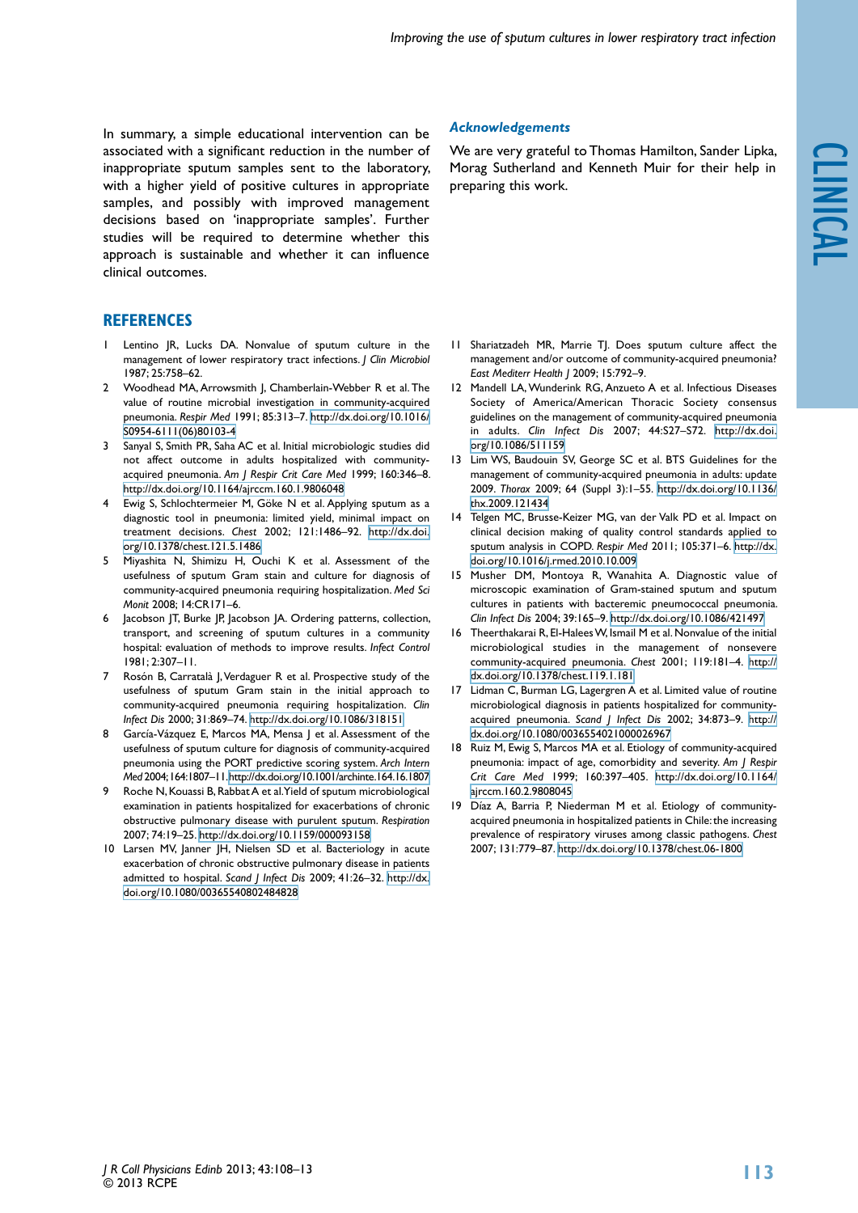In summary, a simple educational intervention can be associated with a significant reduction in the number of inappropriate sputum samples sent to the laboratory, with a higher yield of positive cultures in appropriate samples, and possibly with improved management decisions based on 'inappropriate samples'. Further studies will be required to determine whether this approach is sustainable and whether it can influence clinical outcomes.

### *Acknowledgements*

We are very grateful to Thomas Hamilton, Sander Lipka, Morag Sutherland and Kenneth Muir for their help in preparing this work.

## REFERENCES

1. Lentino JR, Lucks DA. Nonvalue of sputum culture in the management of lower respiratory tract infections. *J Clin Microbiol* 1987; 25:758–62.
2. Woodhead MA, Arrowsmith J, Chamberlain-Webber R et al. The value of routine microbial investigation in community-acquired pneumonia. *Respir Med* 1991; 85:313–7. http://dx.doi.org/10.1016/S0954-6111(06)80103-4
3. Sanyal S, Smith PR, Saha AC et al. Initial microbiologic studies did not affect outcome in adults hospitalized with community-acquired pneumonia. *Am J Respir Crit Care Med* 1999; 160:346–8. http://dx.doi.org/10.1164/ajrccm.160.1.9806048
4. Ewig S, Schlochtermeier M, Göke N et al. Applying sputum as a diagnostic tool in pneumonia: limited yield, minimal impact on treatment decisions. *Chest* 2002; 121:1486–92. http://dx.doi.org/10.1378/chest.121.5.1486
5. Miyashita N, Shimizu H, Ouchi K et al. Assessment of the usefulness of sputum Gram stain and culture for diagnosis of community-acquired pneumonia requiring hospitalization. *Med Sci Monit* 2008; 14:CR171–6.
6. Jacobson JT, Burke JP, Jacobson JA. Ordering patterns, collection, transport, and screening of sputum cultures in a community hospital: evaluation of methods to improve results. *Infect Control* 1981; 2:307–11.
7. Rosón B, Carratalà J, Verdaguer R et al. Prospective study of the usefulness of sputum Gram stain in the initial approach to community-acquired pneumonia requiring hospitalization. *Clin Infect Dis* 2000; 31:869–74. http://dx.doi.org/10.1086/318151
8. García-Vázquez E, Marcos MA, Mensa J et al. Assessment of the usefulness of sputum culture for diagnosis of community-acquired pneumonia using the PORT predictive scoring system. *Arch Intern Med* 2004; 164:1807–11. http://dx.doi.org/10.1001/archinte.164.16.1807
9. Roche N, Kouassi B, Rabbat A et al. Yield of sputum microbiological examination in patients hospitalized for exacerbations of chronic obstructive pulmonary disease with purulent sputum. *Respiration* 2007; 74:19–25. http://dx.doi.org/10.1159/000093158
10. Larsen MV, Janner JH, Nielsen SD et al. Bacteriology in acute exacerbation of chronic obstructive pulmonary disease in patients admitted to hospital. *Scand J Infect Dis* 2009; 41:26–32. http://dx.doi.org/10.1080/00365540802484828
11. Shariatzadeh MR, Marrie TJ. Does sputum culture affect the management and/or outcome of community-acquired pneumonia? *East Mediterr Health J* 2009; 15:792–9.
12. Mandell LA, Wunderink RG, Anzueto A et al. Infectious Diseases Society of America/American Thoracic Society consensus guidelines on the management of community-acquired pneumonia in adults. *Clin Infect Dis* 2007; 44:S27–S72. http://dx.doi.org/10.1086/511159
13. Lim WS, Baudouin SV, George SC et al. BTS Guidelines for the management of community-acquired pneumonia in adults: update 2009. *Thorax* 2009; 64 (Suppl 3):1–55. http://dx.doi.org/10.1136/thx.2009.121434
14. Telgen MC, Brusse-Keizer MG, van der Valk PD et al. Impact on clinical decision making of quality control standards applied to sputum analysis in COPD. *Respir Med* 2011; 105:371–6. http://dx.doi.org/10.1016/j.rmed.2010.10.009
15. Musher DM, Montoya R, Wanahita A. Diagnostic value of microscopic examination of Gram-stained sputum and sputum cultures in patients with bacteremic pneumococcal pneumonia. *Clin Infect Dis* 2004; 39:165–9. http://dx.doi.org/10.1086/421497
16. Theerthakarai R, El-Halees W, Ismail M et al. Nonvalue of the initial microbiological studies in the management of nonsevere community-acquired pneumonia. *Chest* 2001; 119:181–4. http://dx.doi.org/10.1378/chest.119.1.181
17. Lidman C, Burman LG, Lagergren A et al. Limited value of routine microbiological diagnosis in patients hospitalized for community-acquired pneumonia. *Scand J Infect Dis* 2002; 34:873–9. http://dx.doi.org/10.1080/0036554021000026967
18. Ruiz M, Ewig S, Marcos MA et al. Etiology of community-acquired pneumonia: impact of age, comorbidity and severity. *Am J Respir Crit Care Med* 1999; 160:397–405. http://dx.doi.org/10.1164/ajrccm.160.2.9808045
19. Díaz A, Barria P, Niederman M et al. Etiology of community-acquired pneumonia in hospitalized patients in Chile: the increasing prevalence of respiratory viruses among classic pathogens. *Chest* 2007; 131:779–87. http://dx.doi.org/10.1378/chest.06-1800